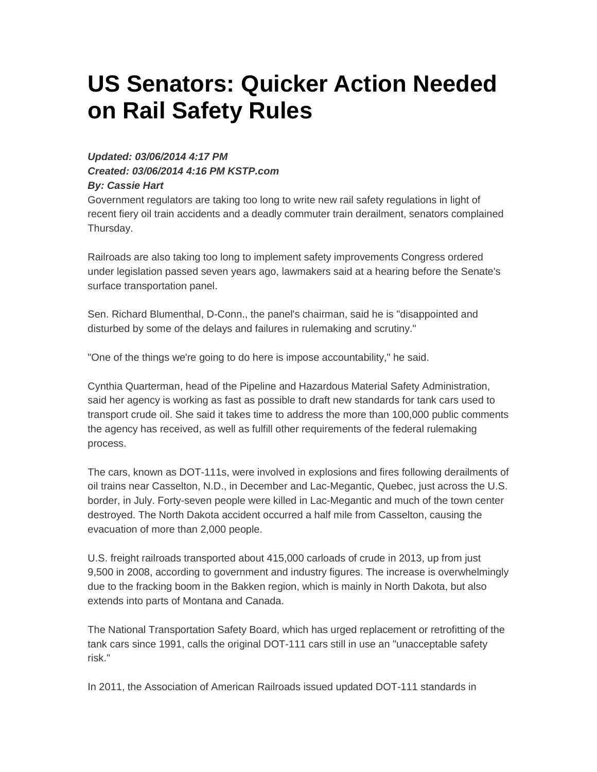# US Senators: Quicker Action Needed on Rail Safety Rules

***Updated: 03/06/2014 4:17 PM***
***Created: 03/06/2014 4:16 PM KSTP.com***
***By: Cassie Hart***

Government regulators are taking too long to write new rail safety regulations in light of recent fiery oil train accidents and a deadly commuter train derailment, senators complained Thursday.

Railroads are also taking too long to implement safety improvements Congress ordered under legislation passed seven years ago, lawmakers said at a hearing before the Senate's surface transportation panel.

Sen. Richard Blumenthal, D-Conn., the panel's chairman, said he is "disappointed and disturbed by some of the delays and failures in rulemaking and scrutiny."

"One of the things we're going to do here is impose accountability," he said.

Cynthia Quarterman, head of the Pipeline and Hazardous Material Safety Administration, said her agency is working as fast as possible to draft new standards for tank cars used to transport crude oil. She said it takes time to address the more than 100,000 public comments the agency has received, as well as fulfill other requirements of the federal rulemaking process.

The cars, known as DOT-111s, were involved in explosions and fires following derailments of oil trains near Casselton, N.D., in December and Lac-Megantic, Quebec, just across the U.S. border, in July. Forty-seven people were killed in Lac-Megantic and much of the town center destroyed. The North Dakota accident occurred a half mile from Casselton, causing the evacuation of more than 2,000 people.

U.S. freight railroads transported about 415,000 carloads of crude in 2013, up from just 9,500 in 2008, according to government and industry figures. The increase is overwhelmingly due to the fracking boom in the Bakken region, which is mainly in North Dakota, but also extends into parts of Montana and Canada.

The National Transportation Safety Board, which has urged replacement or retrofitting of the tank cars since 1991, calls the original DOT-111 cars still in use an "unacceptable safety risk."

In 2011, the Association of American Railroads issued updated DOT-111 standards in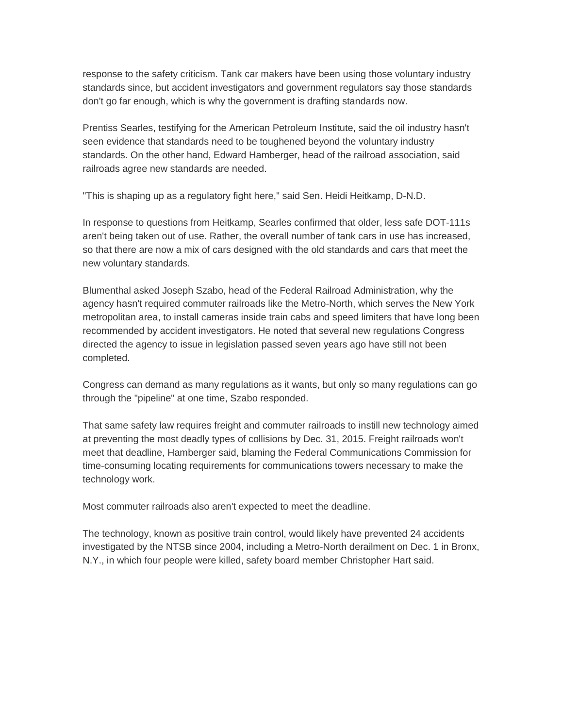response to the safety criticism. Tank car makers have been using those voluntary industry standards since, but accident investigators and government regulators say those standards don't go far enough, which is why the government is drafting standards now.

Prentiss Searles, testifying for the American Petroleum Institute, said the oil industry hasn't seen evidence that standards need to be toughened beyond the voluntary industry standards. On the other hand, Edward Hamberger, head of the railroad association, said railroads agree new standards are needed.

"This is shaping up as a regulatory fight here," said Sen. Heidi Heitkamp, D-N.D.

In response to questions from Heitkamp, Searles confirmed that older, less safe DOT-111s aren't being taken out of use. Rather, the overall number of tank cars in use has increased, so that there are now a mix of cars designed with the old standards and cars that meet the new voluntary standards.

Blumenthal asked Joseph Szabo, head of the Federal Railroad Administration, why the agency hasn't required commuter railroads like the Metro-North, which serves the New York metropolitan area, to install cameras inside train cabs and speed limiters that have long been recommended by accident investigators. He noted that several new regulations Congress directed the agency to issue in legislation passed seven years ago have still not been completed.

Congress can demand as many regulations as it wants, but only so many regulations can go through the "pipeline" at one time, Szabo responded.

That same safety law requires freight and commuter railroads to instill new technology aimed at preventing the most deadly types of collisions by Dec. 31, 2015. Freight railroads won't meet that deadline, Hamberger said, blaming the Federal Communications Commission for time-consuming locating requirements for communications towers necessary to make the technology work.

Most commuter railroads also aren't expected to meet the deadline.

The technology, known as positive train control, would likely have prevented 24 accidents investigated by the NTSB since 2004, including a Metro-North derailment on Dec. 1 in Bronx, N.Y., in which four people were killed, safety board member Christopher Hart said.